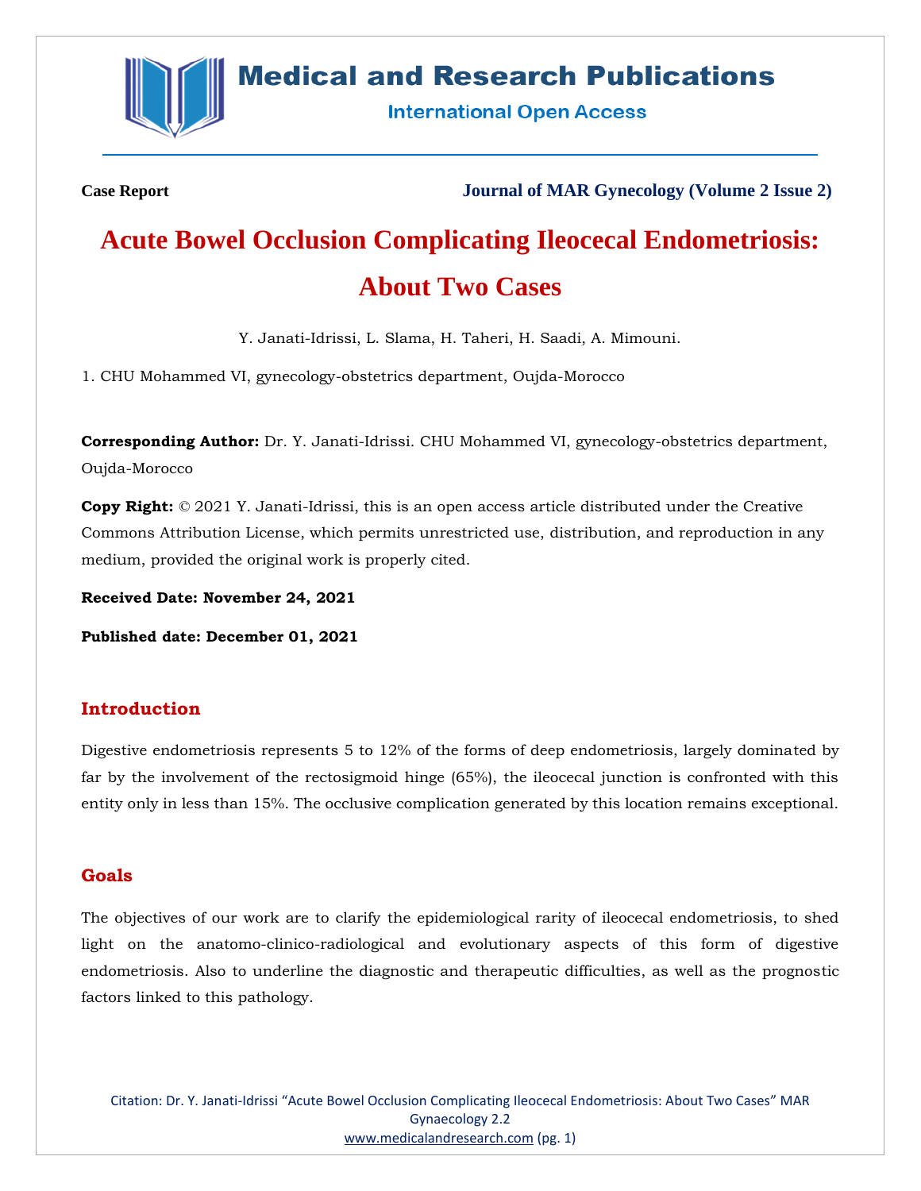Case Report

Journal of MAR Gynecology (Volume 2 Issue 2)

# Acute Bowel Occlusion Complicating Ileocecal Endometriosis: About Two Cases

Y. Janati-Idrissi, L. Slama, H. Taheri, H. Saadi, A. Mimouni.

1. CHU Mohammed VI, gynecology-obstetrics department, Oujda-Morocco

**Corresponding Author:** Dr. Y. Janati-Idrissi. CHU Mohammed VI, gynecology-obstetrics department, Oujda-Morocco

**Copy Right:** © 2021 Y. Janati-Idrissi, this is an open access article distributed under the Creative Commons Attribution License, which permits unrestricted use, distribution, and reproduction in any medium, provided the original work is properly cited.

**Received Date: November 24, 2021**

**Published date: December 01, 2021**

## Introduction

Digestive endometriosis represents 5 to 12% of the forms of deep endometriosis, largely dominated by far by the involvement of the rectosigmoid hinge (65%), the ileocecal junction is confronted with this entity only in less than 15%. The occlusive complication generated by this location remains exceptional.

## Goals

The objectives of our work are to clarify the epidemiological rarity of ileocecal endometriosis, to shed light on the anatomo-clinico-radiological and evolutionary aspects of this form of digestive endometriosis. Also to underline the diagnostic and therapeutic difficulties, as well as the prognostic factors linked to this pathology.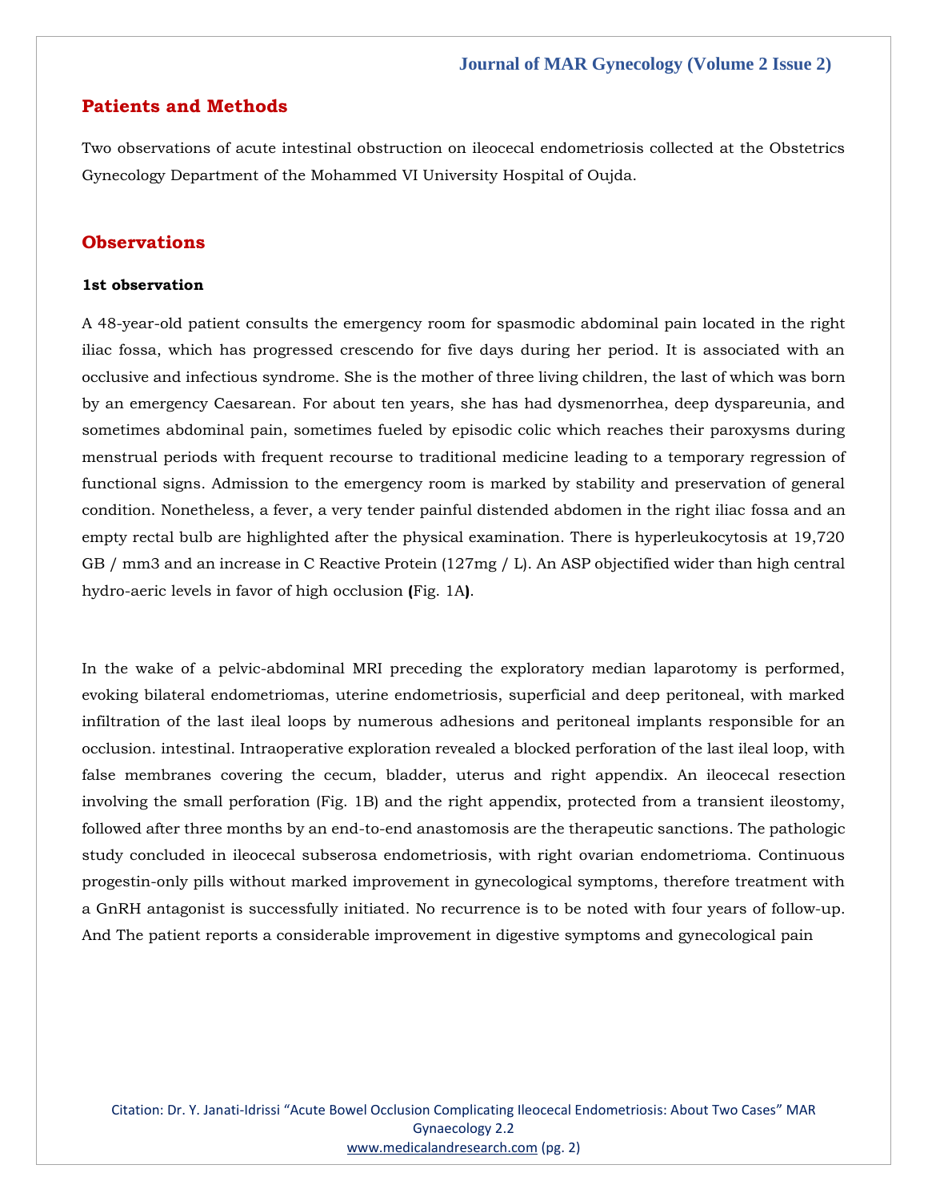## Patients and Methods

Two observations of acute intestinal obstruction on ileocecal endometriosis collected at the Obstetrics Gynecology Department of the Mohammed VI University Hospital of Oujda.

## Observations

### 1st observation

A 48-year-old patient consults the emergency room for spasmodic abdominal pain located in the right iliac fossa, which has progressed crescendo for five days during her period. It is associated with an occlusive and infectious syndrome. She is the mother of three living children, the last of which was born by an emergency Caesarean. For about ten years, she has had dysmenorrhea, deep dyspareunia, and sometimes abdominal pain, sometimes fueled by episodic colic which reaches their paroxysms during menstrual periods with frequent recourse to traditional medicine leading to a temporary regression of functional signs. Admission to the emergency room is marked by stability and preservation of general condition. Nonetheless, a fever, a very tender painful distended abdomen in the right iliac fossa and an empty rectal bulb are highlighted after the physical examination. There is hyperleukocytosis at 19,720 GB / mm3 and an increase in C Reactive Protein (127mg / L). An ASP objectified wider than high central hydro-aeric levels in favor of high occlusion **(**Fig. 1A**)**.

In the wake of a pelvic-abdominal MRI preceding the exploratory median laparotomy is performed, evoking bilateral endometriomas, uterine endometriosis, superficial and deep peritoneal, with marked infiltration of the last ileal loops by numerous adhesions and peritoneal implants responsible for an occlusion. intestinal. Intraoperative exploration revealed a blocked perforation of the last ileal loop, with false membranes covering the cecum, bladder, uterus and right appendix. An ileocecal resection involving the small perforation (Fig. 1B) and the right appendix, protected from a transient ileostomy, followed after three months by an end-to-end anastomosis are the therapeutic sanctions. The pathologic study concluded in ileocecal subserosa endometriosis, with right ovarian endometrioma. Continuous progestin-only pills without marked improvement in gynecological symptoms, therefore treatment with a GnRH antagonist is successfully initiated. No recurrence is to be noted with four years of follow-up. And The patient reports a considerable improvement in digestive symptoms and gynecological pain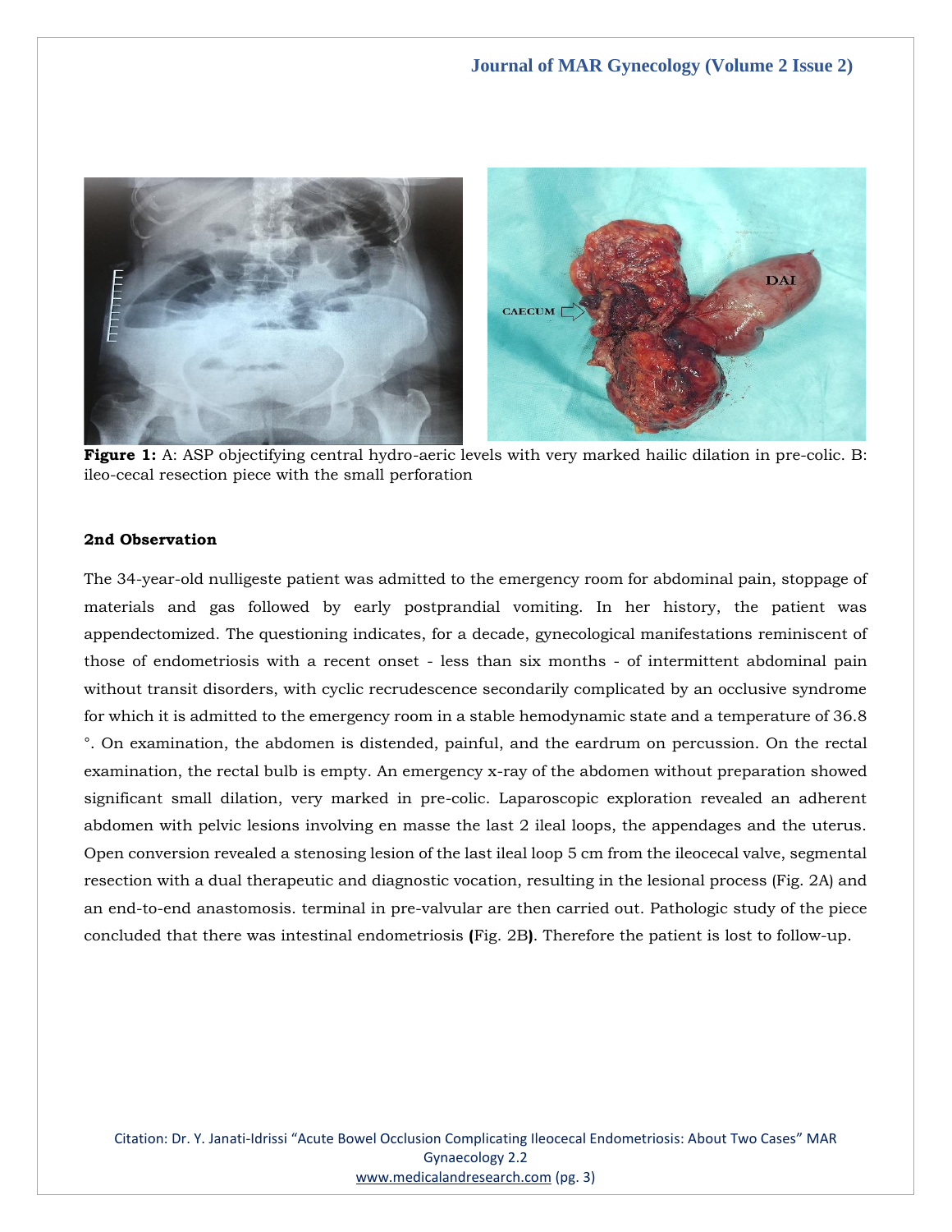**Figure 1:** A: ASP objectifying central hydro-aeric levels with very marked hailic dilation in pre-colic. B: ileo-cecal resection piece with the small perforation

### 2nd Observation

The 34-year-old nulligeste patient was admitted to the emergency room for abdominal pain, stoppage of materials and gas followed by early postprandial vomiting. In her history, the patient was appendectomized. The questioning indicates, for a decade, gynecological manifestations reminiscent of those of endometriosis with a recent onset - less than six months - of intermittent abdominal pain without transit disorders, with cyclic recrudescence secondarily complicated by an occlusive syndrome for which it is admitted to the emergency room in a stable hemodynamic state and a temperature of 36.8 °. On examination, the abdomen is distended, painful, and the eardrum on percussion. On the rectal examination, the rectal bulb is empty. An emergency x-ray of the abdomen without preparation showed significant small dilation, very marked in pre-colic. Laparoscopic exploration revealed an adherent abdomen with pelvic lesions involving en masse the last 2 ileal loops, the appendages and the uterus. Open conversion revealed a stenosing lesion of the last ileal loop 5 cm from the ileocecal valve, segmental resection with a dual therapeutic and diagnostic vocation, resulting in the lesional process (Fig. 2A) and an end-to-end anastomosis. terminal in pre-valvular are then carried out. Pathologic study of the piece concluded that there was intestinal endometriosis **(**Fig. 2B**)**. Therefore the patient is lost to follow-up.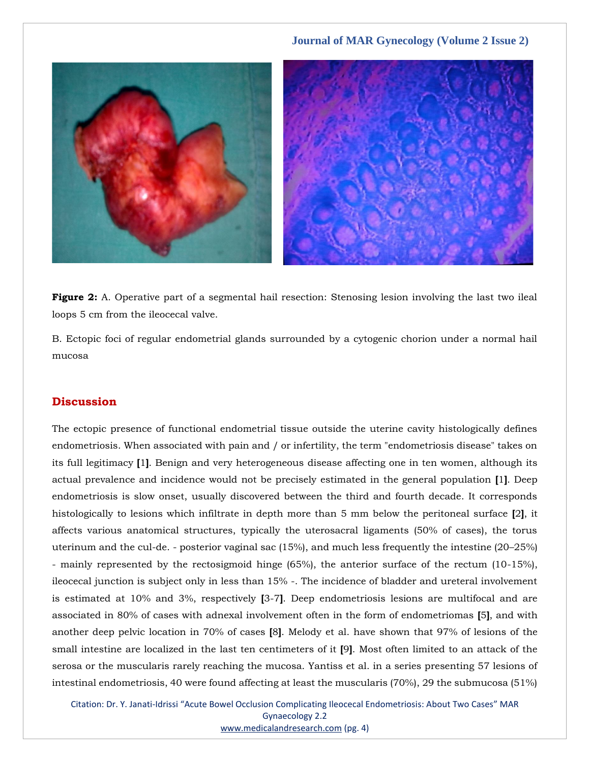**Figure 2:** A. Operative part of a segmental hail resection: Stenosing lesion involving the last two ileal loops 5 cm from the ileocecal valve.

B. Ectopic foci of regular endometrial glands surrounded by a cytogenic chorion under a normal hail mucosa

## Discussion

The ectopic presence of functional endometrial tissue outside the uterine cavity histologically defines endometriosis. When associated with pain and / or infertility, the term "endometriosis disease" takes on its full legitimacy [1]. Benign and very heterogeneous disease affecting one in ten women, although its actual prevalence and incidence would not be precisely estimated in the general population [1]. Deep endometriosis is slow onset, usually discovered between the third and fourth decade. It corresponds histologically to lesions which infiltrate in depth more than 5 mm below the peritoneal surface [2], it affects various anatomical structures, typically the uterosacral ligaments (50% of cases), the torus uterinum and the cul-de. - posterior vaginal sac (15%), and much less frequently the intestine (20–25%) - mainly represented by the rectosigmoid hinge (65%), the anterior surface of the rectum (10-15%), ileocecal junction is subject only in less than 15% -. The incidence of bladder and ureteral involvement is estimated at 10% and 3%, respectively [3-7]. Deep endometriosis lesions are multifocal and are associated in 80% of cases with adnexal involvement often in the form of endometriomas [5], and with another deep pelvic location in 70% of cases [8]. Melody et al. have shown that 97% of lesions of the small intestine are localized in the last ten centimeters of it [9]. Most often limited to an attack of the serosa or the muscularis rarely reaching the mucosa. Yantiss et al. in a series presenting 57 lesions of intestinal endometriosis, 40 were found affecting at least the muscularis (70%), 29 the submucosa (51%)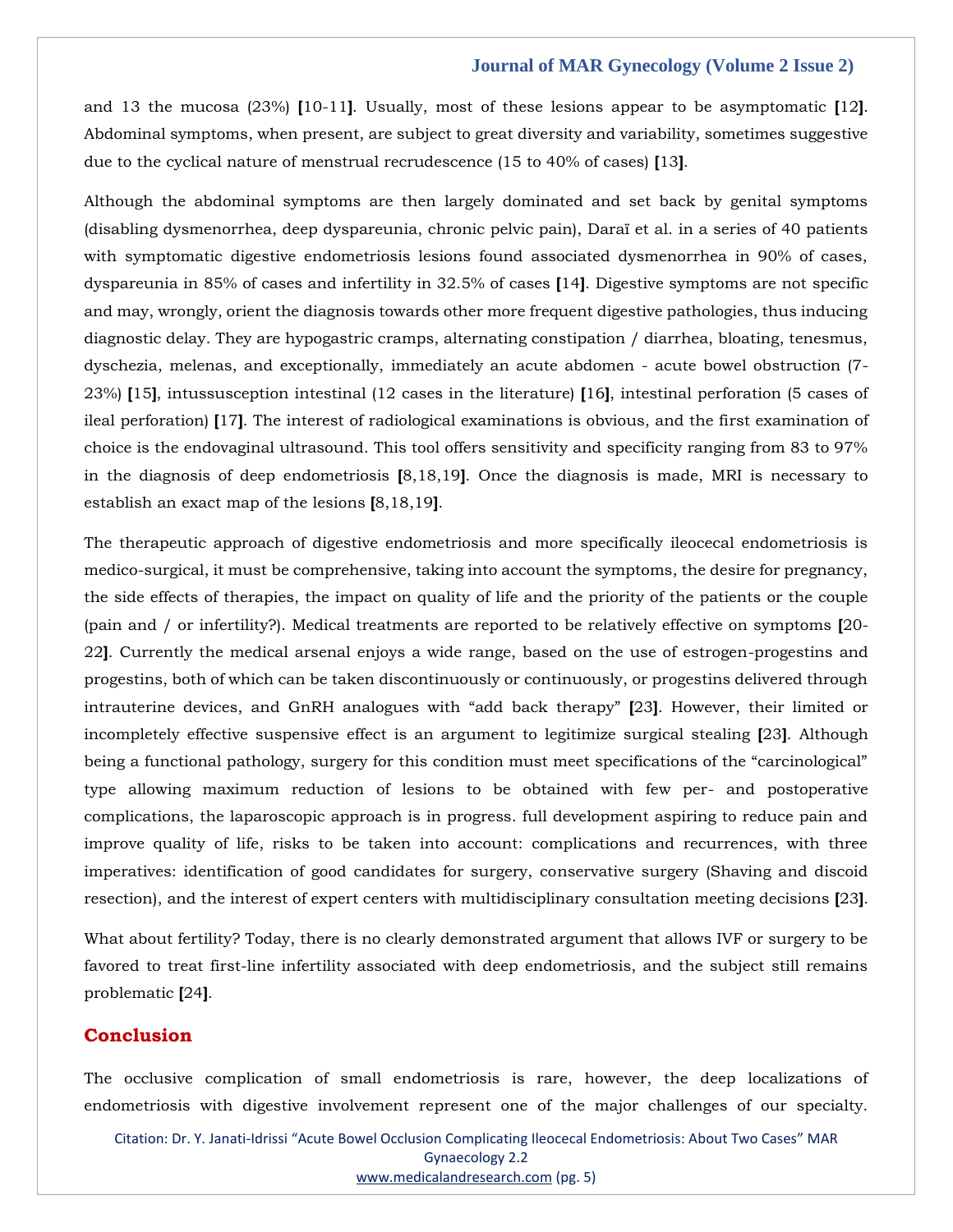and 13 the mucosa (23%) [10-11]. Usually, most of these lesions appear to be asymptomatic [12]. Abdominal symptoms, when present, are subject to great diversity and variability, sometimes suggestive due to the cyclical nature of menstrual recrudescence (15 to 40% of cases) [13].

Although the abdominal symptoms are then largely dominated and set back by genital symptoms (disabling dysmenorrhea, deep dyspareunia, chronic pelvic pain), Daraï et al. in a series of 40 patients with symptomatic digestive endometriosis lesions found associated dysmenorrhea in 90% of cases, dyspareunia in 85% of cases and infertility in 32.5% of cases [14]. Digestive symptoms are not specific and may, wrongly, orient the diagnosis towards other more frequent digestive pathologies, thus inducing diagnostic delay. They are hypogastric cramps, alternating constipation / diarrhea, bloating, tenesmus, dyschezia, melenas, and exceptionally, immediately an acute abdomen - acute bowel obstruction (7-23%) [15], intussusception intestinal (12 cases in the literature) [16], intestinal perforation (5 cases of ileal perforation) [17]. The interest of radiological examinations is obvious, and the first examination of choice is the endovaginal ultrasound. This tool offers sensitivity and specificity ranging from 83 to 97% in the diagnosis of deep endometriosis [8,18,19]. Once the diagnosis is made, MRI is necessary to establish an exact map of the lesions [8,18,19].

The therapeutic approach of digestive endometriosis and more specifically ileocecal endometriosis is medico-surgical, it must be comprehensive, taking into account the symptoms, the desire for pregnancy, the side effects of therapies, the impact on quality of life and the priority of the patients or the couple (pain and / or infertility?). Medical treatments are reported to be relatively effective on symptoms [20-22]. Currently the medical arsenal enjoys a wide range, based on the use of estrogen-progestins and progestins, both of which can be taken discontinuously or continuously, or progestins delivered through intrauterine devices, and GnRH analogues with "add back therapy" [23]. However, their limited or incompletely effective suspensive effect is an argument to legitimize surgical stealing [23]. Although being a functional pathology, surgery for this condition must meet specifications of the "carcinological" type allowing maximum reduction of lesions to be obtained with few per- and postoperative complications, the laparoscopic approach is in progress. full development aspiring to reduce pain and improve quality of life, risks to be taken into account: complications and recurrences, with three imperatives: identification of good candidates for surgery, conservative surgery (Shaving and discoid resection), and the interest of expert centers with multidisciplinary consultation meeting decisions [23].

What about fertility? Today, there is no clearly demonstrated argument that allows IVF or surgery to be favored to treat first-line infertility associated with deep endometriosis, and the subject still remains problematic [24].

## Conclusion

The occlusive complication of small endometriosis is rare, however, the deep localizations of endometriosis with digestive involvement represent one of the major challenges of our specialty.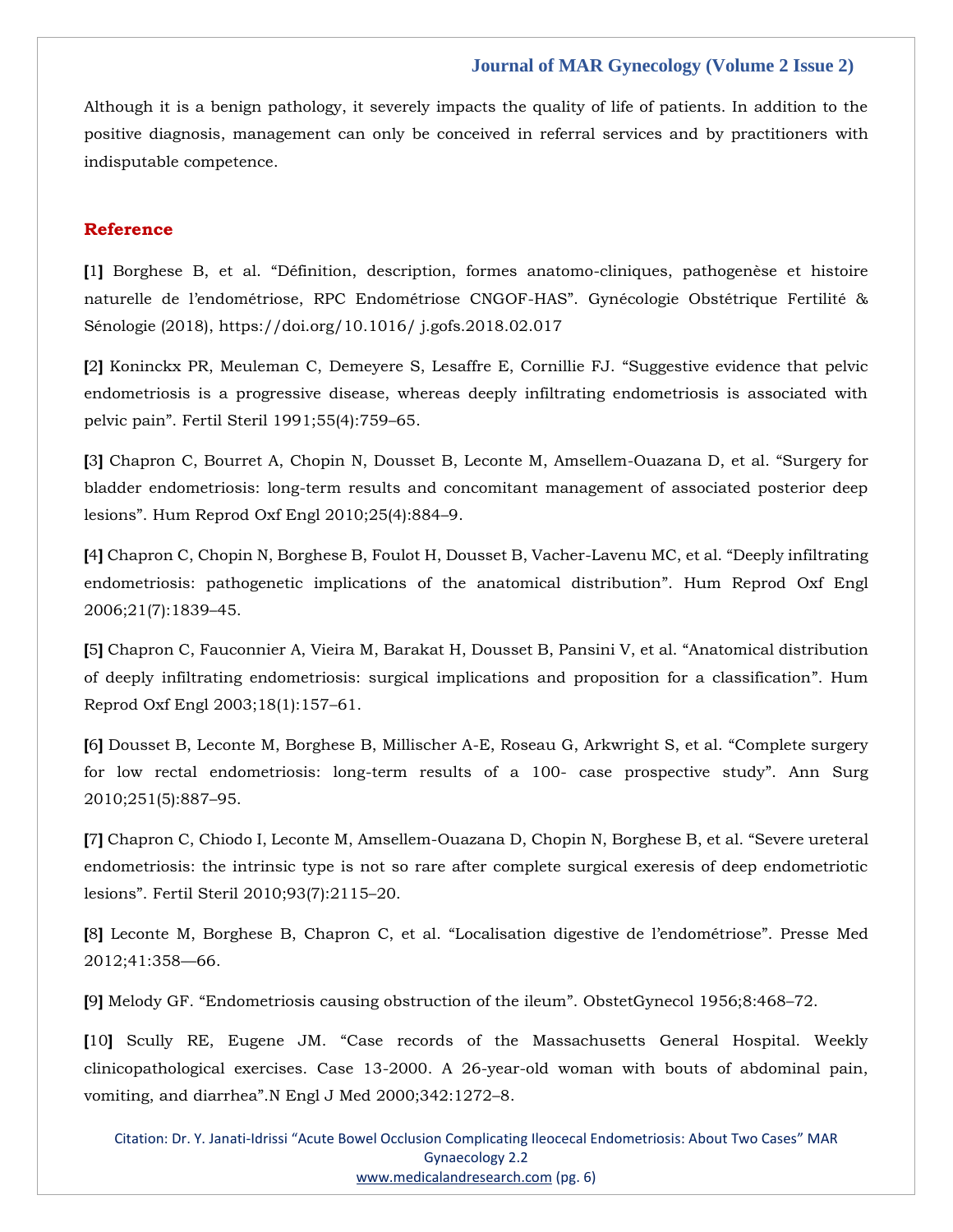Although it is a benign pathology, it severely impacts the quality of life of patients. In addition to the positive diagnosis, management can only be conceived in referral services and by practitioners with indisputable competence.

## Reference

[1] Borghese B, et al. "Définition, description, formes anatomo-cliniques, pathogenèse et histoire naturelle de l'endométriose, RPC Endométriose CNGOF-HAS". Gynécologie Obstétrique Fertilité & Sénologie (2018), https://doi.org/10.1016/ j.gofs.2018.02.017

[2] Koninckx PR, Meuleman C, Demeyere S, Lesaffre E, Cornillie FJ. "Suggestive evidence that pelvic endometriosis is a progressive disease, whereas deeply infiltrating endometriosis is associated with pelvic pain". Fertil Steril 1991;55(4):759–65.

[3] Chapron C, Bourret A, Chopin N, Dousset B, Leconte M, Amsellem-Ouazana D, et al. "Surgery for bladder endometriosis: long-term results and concomitant management of associated posterior deep lesions". Hum Reprod Oxf Engl 2010;25(4):884–9.

[4] Chapron C, Chopin N, Borghese B, Foulot H, Dousset B, Vacher-Lavenu MC, et al. "Deeply infiltrating endometriosis: pathogenetic implications of the anatomical distribution". Hum Reprod Oxf Engl 2006;21(7):1839–45.

[5] Chapron C, Fauconnier A, Vieira M, Barakat H, Dousset B, Pansini V, et al. "Anatomical distribution of deeply infiltrating endometriosis: surgical implications and proposition for a classification". Hum Reprod Oxf Engl 2003;18(1):157–61.

[6] Dousset B, Leconte M, Borghese B, Millischer A-E, Roseau G, Arkwright S, et al. "Complete surgery for low rectal endometriosis: long-term results of a 100- case prospective study". Ann Surg 2010;251(5):887–95.

[7] Chapron C, Chiodo I, Leconte M, Amsellem-Ouazana D, Chopin N, Borghese B, et al. "Severe ureteral endometriosis: the intrinsic type is not so rare after complete surgical exeresis of deep endometriotic lesions". Fertil Steril 2010;93(7):2115–20.

[8] Leconte M, Borghese B, Chapron C, et al. "Localisation digestive de l'endométriose". Presse Med 2012;41:358—66.

[9] Melody GF. "Endometriosis causing obstruction of the ileum". ObstetGynecol 1956;8:468–72.

[10] Scully RE, Eugene JM. "Case records of the Massachusetts General Hospital. Weekly clinicopathological exercises. Case 13-2000. A 26-year-old woman with bouts of abdominal pain, vomiting, and diarrhea".N Engl J Med 2000;342:1272–8.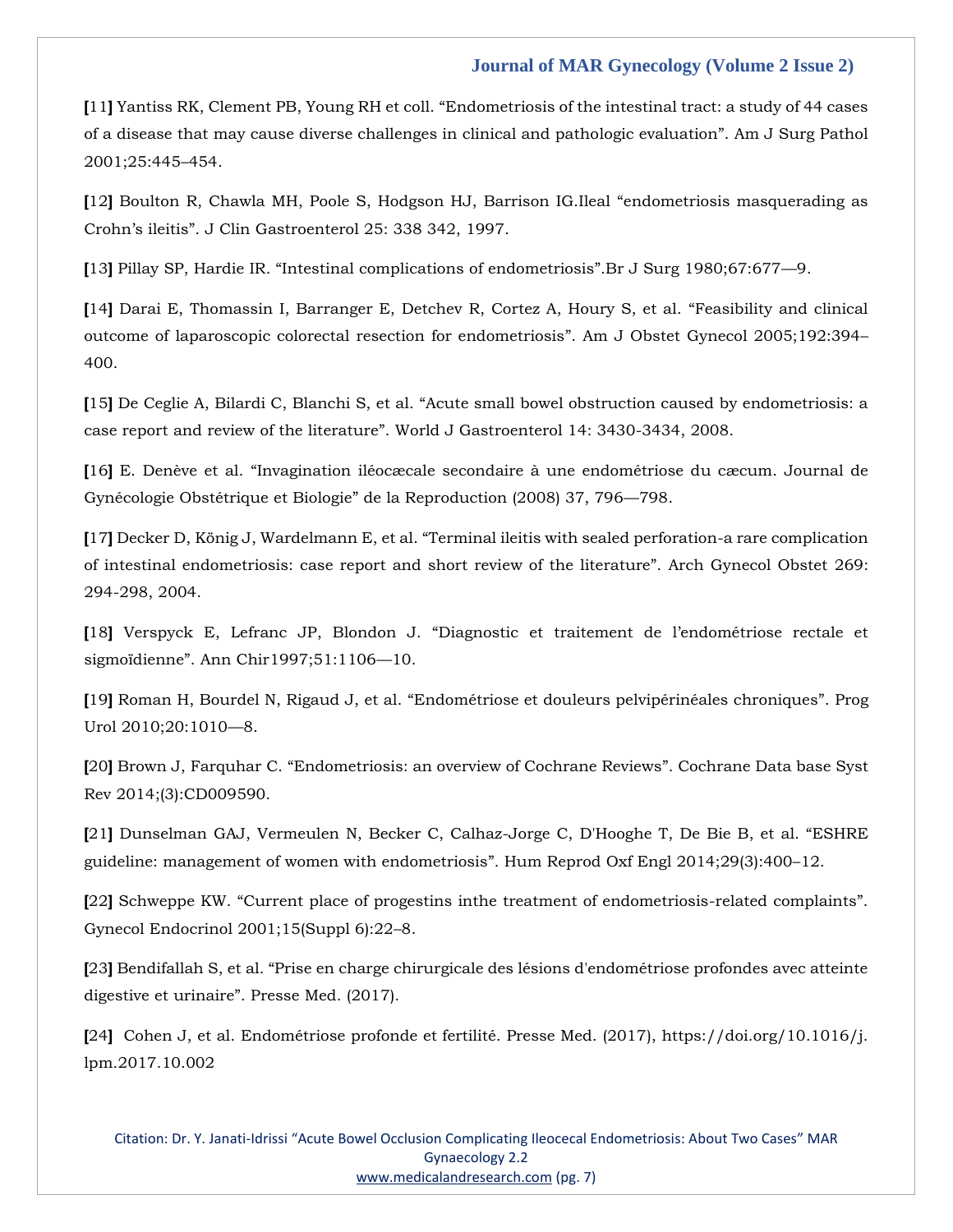[11] Yantiss RK, Clement PB, Young RH et coll. “Endometriosis of the intestinal tract: a study of 44 cases of a disease that may cause diverse challenges in clinical and pathologic evaluation”. Am J Surg Pathol 2001;25:445–454.

[12] Boulton R, Chawla MH, Poole S, Hodgson HJ, Barrison IG.Ileal “endometriosis masquerading as Crohn’s ileitis”. J Clin Gastroenterol 25: 338 342, 1997.

[13] Pillay SP, Hardie IR. “Intestinal complications of endometriosis”.Br J Surg 1980;67:677—9.

[14] Darai E, Thomassin I, Barranger E, Detchev R, Cortez A, Houry S, et al. “Feasibility and clinical outcome of laparoscopic colorectal resection for endometriosis”. Am J Obstet Gynecol 2005;192:394–400.

[15] De Ceglie A, Bilardi C, Blanchi S, et al. “Acute small bowel obstruction caused by endometriosis: a case report and review of the literature”. World J Gastroenterol 14: 3430-3434, 2008.

[16] E. Denève et al. “Invagination iléocæcale secondaire à une endométriose du cæcum. Journal de Gynécologie Obstétrique et Biologie” de la Reproduction (2008) 37, 796—798.

[17] Decker D, König J, Wardelmann E, et al. “Terminal ileitis with sealed perforation-a rare complication of intestinal endometriosis: case report and short review of the literature”. Arch Gynecol Obstet 269: 294-298, 2004.

[18] Verspyck E, Lefranc JP, Blondon J. “Diagnostic et traitement de l’endométriose rectale et sigmoïdienne”. Ann Chir1997;51:1106—10.

[19] Roman H, Bourdel N, Rigaud J, et al. “Endométriose et douleurs pelvipérinéales chroniques”. Prog Urol 2010;20:1010—8.

[20] Brown J, Farquhar C. “Endometriosis: an overview of Cochrane Reviews”. Cochrane Data base Syst Rev 2014;(3):CD009590.

[21] Dunselman GAJ, Vermeulen N, Becker C, Calhaz-Jorge C, D'Hooghe T, De Bie B, et al. “ESHRE guideline: management of women with endometriosis”. Hum Reprod Oxf Engl 2014;29(3):400–12.

[22] Schweppe KW. “Current place of progestins inthe treatment of endometriosis-related complaints”. Gynecol Endocrinol 2001;15(Suppl 6):22–8.

[23] Bendifallah S, et al. “Prise en charge chirurgicale des lésions d'endométriose profondes avec atteinte digestive et urinaire”. Presse Med. (2017).

[24] Cohen J, et al. Endométriose profonde et fertilité. Presse Med. (2017), https://doi.org/10.1016/j.lpm.2017.10.002